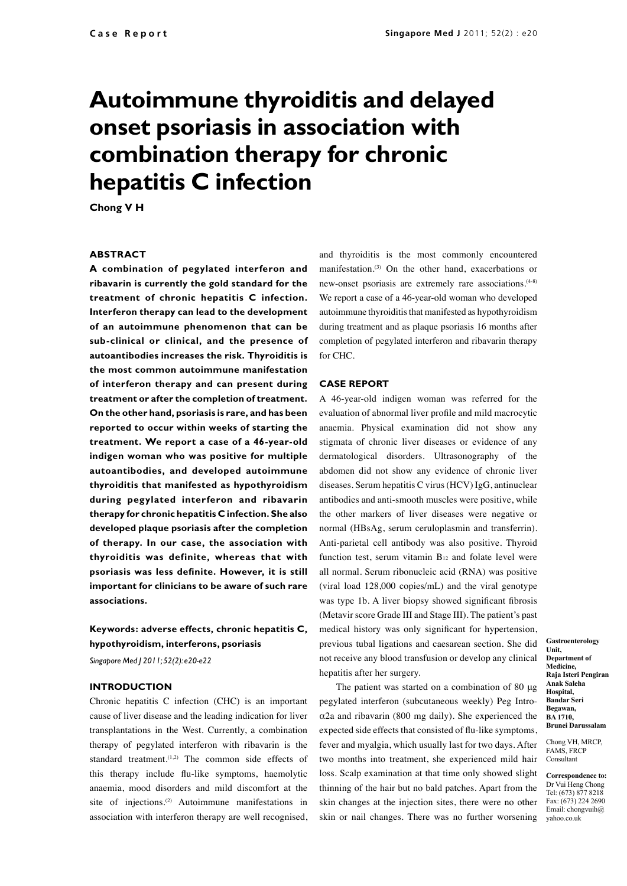# Autoimmune thyroiditis and delayed onset psoriasis in association with combination therapy for chronic hepatitis C infection

**Chong V H**

## ABSTRACT

**A combination of pegylated interferon and ribavarin is currently the gold standard for the treatment of chronic hepatitis C infection. Interferon therapy can lead to the development of an autoimmune phenomenon that can be sub-clinical or clinical, and the presence of autoantibodies increases the risk. Thyroiditis is the most common autoimmune manifestation of interferon therapy and can present during treatment or after the completion of treatment. On the other hand, psoriasis is rare, and has been reported to occur within weeks of starting the treatment. We report a case of a 46-year-old indigen woman who was positive for multiple autoantibodies, and developed autoimmune thyroiditis that manifested as hypothyroidism during pegylated interferon and ribavarin therapy for chronic hepatitis C infection. She also developed plaque psoriasis after the completion of therapy. In our case, the association with thyroiditis was definite, whereas that with psoriasis was less definite. However, it is still important for clinicians to be aware of such rare associations.**

**Keywords: adverse effects, chronic hepatitis C, hypothyroidism, interferons, psoriasis**

*Singapore Med J 2011; 52(2): e20-e22*

## INTRODUCTION

Chronic hepatitis C infection (CHC) is an important cause of liver disease and the leading indication for liver transplantations in the West. Currently, a combination therapy of pegylated interferon with ribavarin is the standard treatment.[1,2] The common side effects of this therapy include flu-like symptoms, haemolytic anaemia, mood disorders and mild discomfort at the site of injections.[2] Autoimmune manifestations in association with interferon therapy are well recognised, and thyroiditis is the most commonly encountered manifestation.[3] On the other hand, exacerbations or new-onset psoriasis are extremely rare associations.[4-8] We report a case of a 46-year-old woman who developed autoimmune thyroiditis that manifested as hypothyroidism during treatment and as plaque psoriasis 16 months after completion of pegylated interferon and ribavarin therapy for CHC.

## CASE REPORT

A 46-year-old indigen woman was referred for the evaluation of abnormal liver profile and mild macrocytic anaemia. Physical examination did not show any stigmata of chronic liver diseases or evidence of any dermatological disorders. Ultrasonography of the abdomen did not show any evidence of chronic liver diseases. Serum hepatitis C virus (HCV) IgG, antinuclear antibodies and anti-smooth muscles were positive, while the other markers of liver diseases were negative or normal (HBsAg, serum ceruloplasmin and transferrin). Anti-parietal cell antibody was also positive. Thyroid function test, serum vitamin $B_{12}$ and folate level were all normal. Serum ribonucleic acid (RNA) was positive (viral load 128,000 copies/mL) and the viral genotype was type 1b. A liver biopsy showed significant fibrosis (Metavir score Grade III and Stage III). The patient's past medical history was only significant for hypertension, previous tubal ligations and caesarean section. She did not receive any blood transfusion or develop any clinical hepatitis after her surgery.

The patient was started on a combination of 80 μg pegylated interferon (subcutaneous weekly) Peg Intro-$\alpha$2a and ribavarin (800 mg daily). She experienced the expected side effects that consisted of flu-like symptoms, fever and myalgia, which usually last for two days. After two months into treatment, she experienced mild hair loss. Scalp examination at that time only showed slight thinning of the hair but no bald patches. Apart from the skin changes at the injection sites, there were no other skin or nail changes. There was no further worsening

Gastroenterology Unit, Department of Medicine, Raja Isteri Pengiran Anak Saleha Hospital, Bandar Seri Begawan, BA 1710, Brunei Darussalam

Chong VH, MRCP, FAMS, FRCP Consultant

**Correspondence to:** Dr Vui Heng Chong Tel: (673) 877 8218 Fax: (673) 224 2690 Email: chongvuih@yahoo.co.uk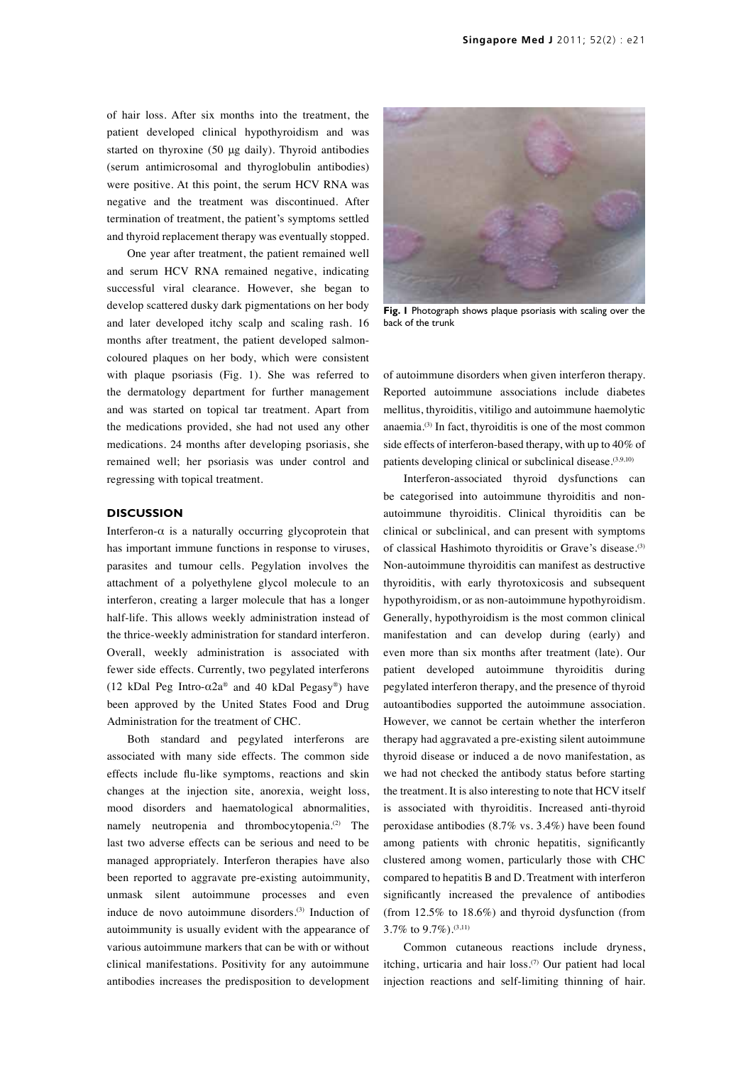of hair loss. After six months into the treatment, the patient developed clinical hypothyroidism and was started on thyroxine (50 µg daily). Thyroid antibodies (serum antimicrosomal and thyroglobulin antibodies) were positive. At this point, the serum HCV RNA was negative and the treatment was discontinued. After termination of treatment, the patient's symptoms settled and thyroid replacement therapy was eventually stopped.

One year after treatment, the patient remained well and serum HCV RNA remained negative, indicating successful viral clearance. However, she began to develop scattered dusky dark pigmentations on her body and later developed itchy scalp and scaling rash. 16 months after treatment, the patient developed salmon-coloured plaques on her body, which were consistent with plaque psoriasis (Fig. 1). She was referred to the dermatology department for further management and was started on topical tar treatment. Apart from the medications provided, she had not used any other medications. 24 months after developing psoriasis, she remained well; her psoriasis was under control and regressing with topical treatment.

**Fig. 1** Photograph shows plaque psoriasis with scaling over the back of the trunk

## DISCUSSION

Interferon-α is a naturally occurring glycoprotein that has important immune functions in response to viruses, parasites and tumour cells. Pegylation involves the attachment of a polyethylene glycol molecule to an interferon, creating a larger molecule that has a longer half-life. This allows weekly administration instead of the thrice-weekly administration for standard interferon. Overall, weekly administration is associated with fewer side effects. Currently, two pegylated interferons (12 kDal Peg Intro-α2a® and 40 kDal Pegasy®) have been approved by the United States Food and Drug Administration for the treatment of CHC.

Both standard and pegylated interferons are associated with many side effects. The common side effects include flu-like symptoms, reactions and skin changes at the injection site, anorexia, weight loss, mood disorders and haematological abnormalities, namely neutropenia and thrombocytopenia.[2] The last two adverse effects can be serious and need to be managed appropriately. Interferon therapies have also been reported to aggravate pre-existing autoimmunity, unmask silent autoimmune processes and even induce de novo autoimmune disorders.[3] Induction of autoimmunity is usually evident with the appearance of various autoimmune markers that can be with or without clinical manifestations. Positivity for any autoimmune antibodies increases the predisposition to development of autoimmune disorders when given interferon therapy. Reported autoimmune associations include diabetes mellitus, thyroiditis, vitiligo and autoimmune haemolytic anaemia.[3] In fact, thyroiditis is one of the most common side effects of interferon-based therapy, with up to 40% of patients developing clinical or subclinical disease.[3,9,10]

Interferon-associated thyroid dysfunctions can be categorised into autoimmune thyroiditis and non-autoimmune thyroiditis. Clinical thyroiditis can be clinical or subclinical, and can present with symptoms of classical Hashimoto thyroiditis or Grave's disease.[3] Non-autoimmune thyroiditis can manifest as destructive thyroiditis, with early thyrotoxicosis and subsequent hypothyroidism, or as non-autoimmune hypothyroidism. Generally, hypothyroidism is the most common clinical manifestation and can develop during (early) and even more than six months after treatment (late). Our patient developed autoimmune thyroiditis during pegylated interferon therapy, and the presence of thyroid autoantibodies supported the autoimmune association. However, we cannot be certain whether the interferon therapy had aggravated a pre-existing silent autoimmune thyroid disease or induced a de novo manifestation, as we had not checked the antibody status before starting the treatment. It is also interesting to note that HCV itself is associated with thyroiditis. Increased anti-thyroid peroxidase antibodies (8.7% vs. 3.4%) have been found among patients with chronic hepatitis, significantly clustered among women, particularly those with CHC compared to hepatitis B and D. Treatment with interferon significantly increased the prevalence of antibodies (from 12.5% to 18.6%) and thyroid dysfunction (from 3.7% to 9.7%).[3,11]

Common cutaneous reactions include dryness, itching, urticaria and hair loss.[7] Our patient had local injection reactions and self-limiting thinning of hair.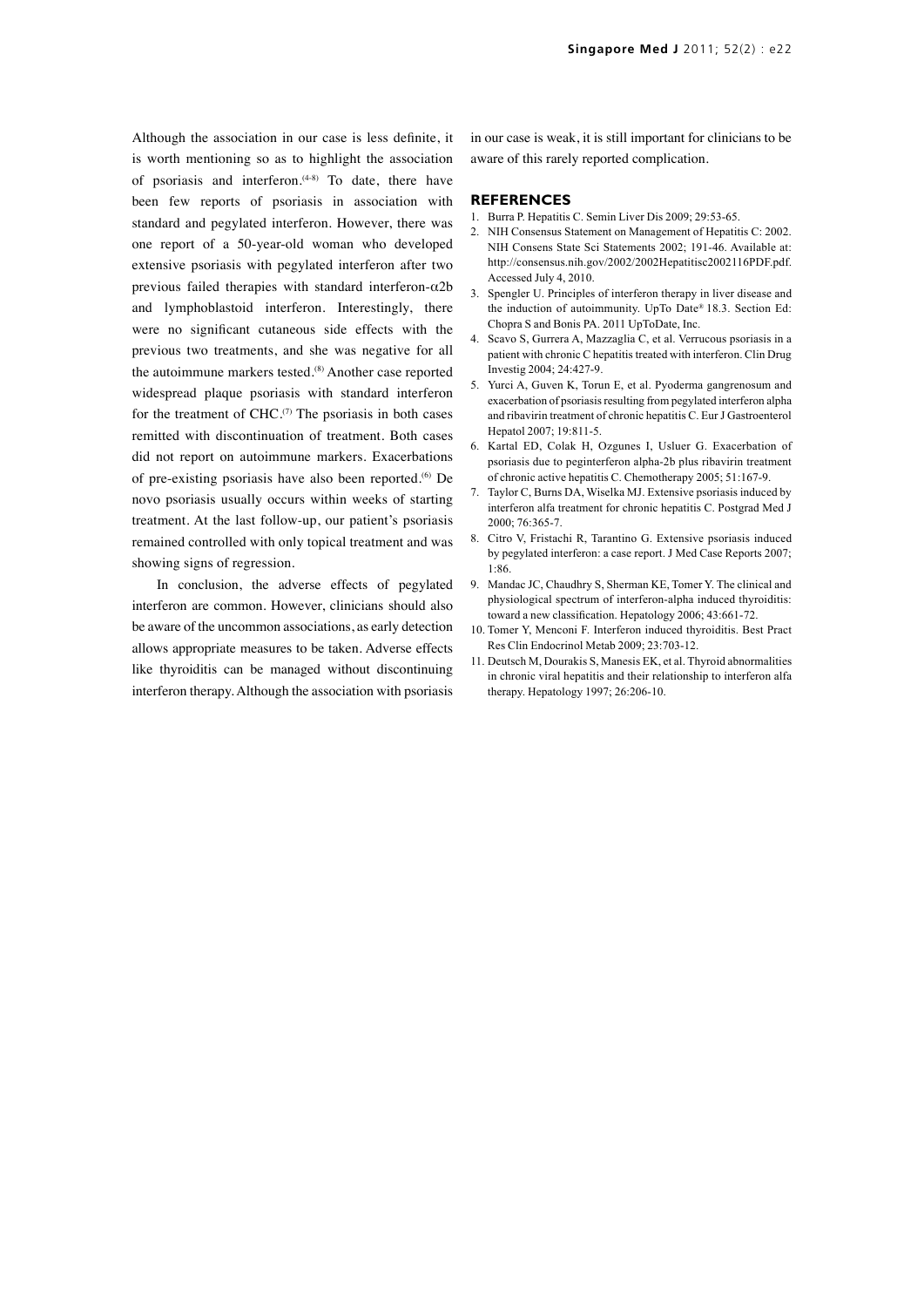Although the association in our case is less definite, it is worth mentioning so as to highlight the association of psoriasis and interferon.[4-8] To date, there have been few reports of psoriasis in association with standard and pegylated interferon. However, there was one report of a 50-year-old woman who developed extensive psoriasis with pegylated interferon after two previous failed therapies with standard interferon-$\alpha$2b and lymphoblastoid interferon. Interestingly, there were no significant cutaneous side effects with the previous two treatments, and she was negative for all the autoimmune markers tested.[8] Another case reported widespread plaque psoriasis with standard interferon for the treatment of CHC.[7] The psoriasis in both cases remitted with discontinuation of treatment. Both cases did not report on autoimmune markers. Exacerbations of pre-existing psoriasis have also been reported.[6] De novo psoriasis usually occurs within weeks of starting treatment. At the last follow-up, our patient's psoriasis remained controlled with only topical treatment and was showing signs of regression.

In conclusion, the adverse effects of pegylated interferon are common. However, clinicians should also be aware of the uncommon associations, as early detection allows appropriate measures to be taken. Adverse effects like thyroiditis can be managed without discontinuing interferon therapy. Although the association with psoriasis in our case is weak, it is still important for clinicians to be aware of this rarely reported complication.

## REFERENCES

1. Burra P. Hepatitis C. Semin Liver Dis 2009; 29:53-65.
2. NIH Consensus Statement on Management of Hepatitis C: 2002. NIH Consens State Sci Statements 2002; 191-46. Available at: http://consensus.nih.gov/2002/2002Hepatitisc2002116PDF.pdf. Accessed July 4, 2010.
3. Spengler U. Principles of interferon therapy in liver disease and the induction of autoimmunity. UpTo Date® 18.3. Section Ed: Chopra S and Bonis PA. 2011 UpToDate, Inc.
4. Scavo S, Gurrera A, Mazzaglia C, et al. Verrucous psoriasis in a patient with chronic C hepatitis treated with interferon. Clin Drug Investig 2004; 24:427-9.
5. Yurci A, Guven K, Torun E, et al. Pyoderma gangrenosum and exacerbation of psoriasis resulting from pegylated interferon alpha and ribavirin treatment of chronic hepatitis C. Eur J Gastroenterol Hepatol 2007; 19:811-5.
6. Kartal ED, Colak H, Ozgunes I, Usluer G. Exacerbation of psoriasis due to peginterferon alpha-2b plus ribavirin treatment of chronic active hepatitis C. Chemotherapy 2005; 51:167-9.
7. Taylor C, Burns DA, Wiselka MJ. Extensive psoriasis induced by interferon alfa treatment for chronic hepatitis C. Postgrad Med J 2000; 76:365-7.
8. Citro V, Fristachi R, Tarantino G. Extensive psoriasis induced by pegylated interferon: a case report. J Med Case Reports 2007; 1:86.
9. Mandac JC, Chaudhry S, Sherman KE, Tomer Y. The clinical and physiological spectrum of interferon-alpha induced thyroiditis: toward a new classification. Hepatology 2006; 43:661-72.
10. Tomer Y, Menconi F. Interferon induced thyroiditis. Best Pract Res Clin Endocrinol Metab 2009; 23:703-12.
11. Deutsch M, Dourakis S, Manesis EK, et al. Thyroid abnormalities in chronic viral hepatitis and their relationship to interferon alfa therapy. Hepatology 1997; 26:206-10.